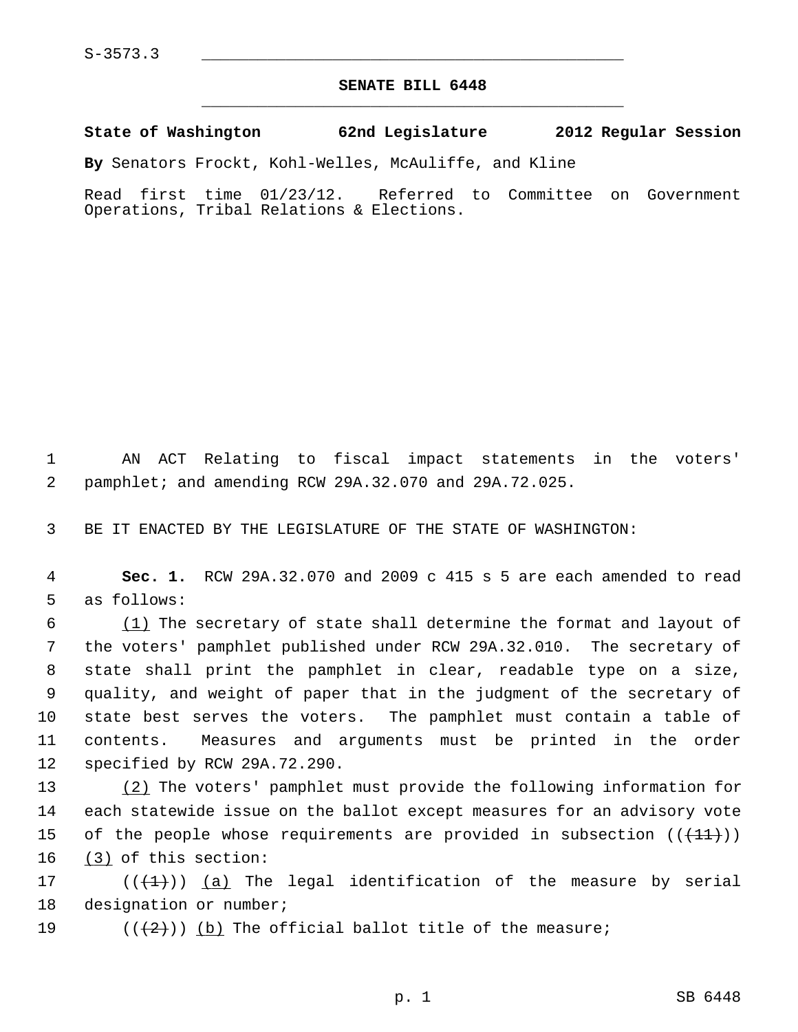S-3573.3

## SENATE BILL 6448

**State of Washington 62nd Legislature 2012 Regular Session**

**By** Senators Frockt, Kohl-Welles, McAuliffe, and Kline

Read first time 01/23/12. Referred to Committee on Government Operations, Tribal Relations & Elections.

AN ACT Relating to fiscal impact statements in the voters' pamphlet; and amending RCW 29A.32.070 and 29A.72.025.

BE IT ENACTED BY THE LEGISLATURE OF THE STATE OF WASHINGTON:

**Sec. 1.** RCW 29A.32.070 and 2009 c 415 s 5 are each amended to read as follows:

(1) The secretary of state shall determine the format and layout of the voters' pamphlet published under RCW 29A.32.010. The secretary of state shall print the pamphlet in clear, readable type on a size, quality, and weight of paper that in the judgment of the secretary of state best serves the voters. The pamphlet must contain a table of contents. Measures and arguments must be printed in the order specified by RCW 29A.72.290.

(2) The voters' pamphlet must provide the following information for each statewide issue on the ballot except measures for an advisory vote of the people whose requirements are provided in subsection ((~~(11)~~)) (3) of this section:

((~~(1)~~)) (a) The legal identification of the measure by serial designation or number;

((~~(2)~~)) (b) The official ballot title of the measure;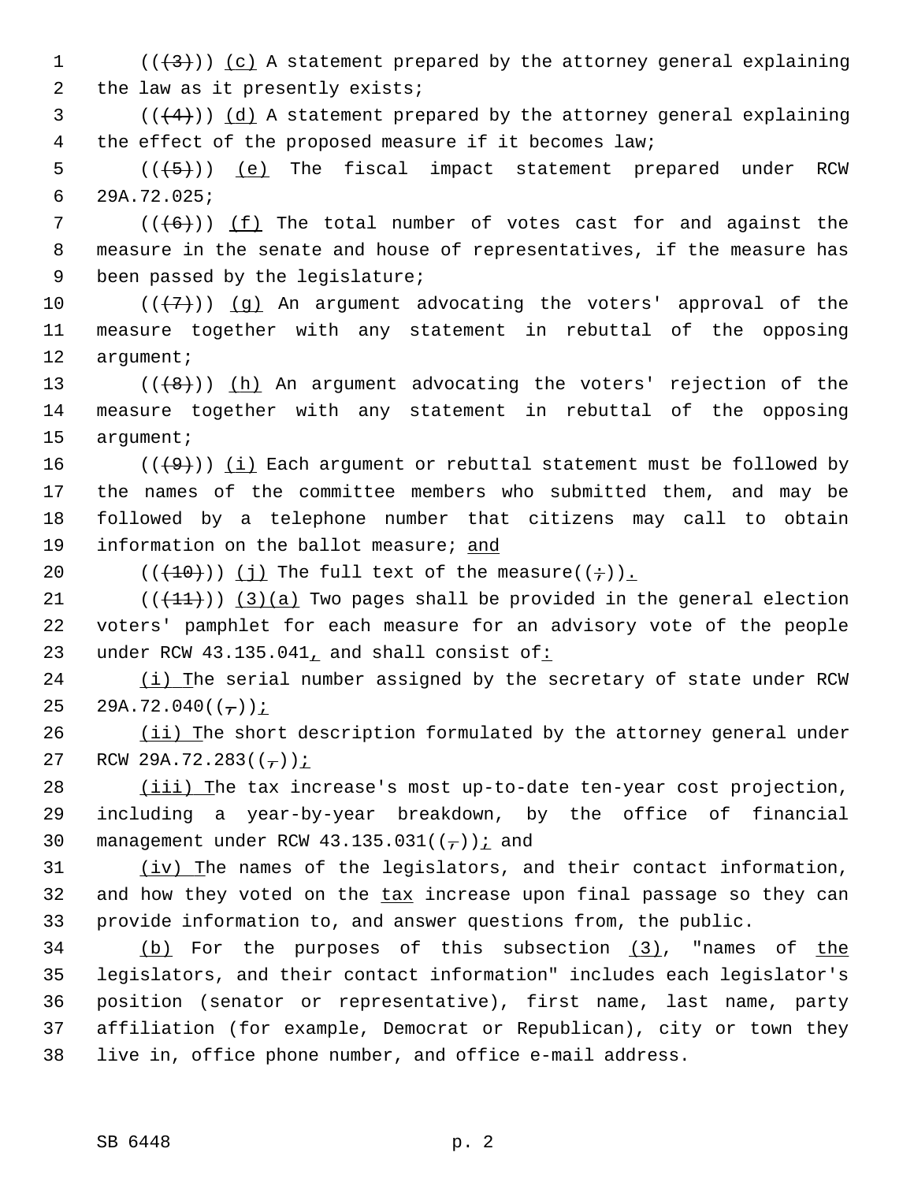(((3))) (c) A statement prepared by the attorney general explaining the law as it presently exists;

(((4))) (d) A statement prepared by the attorney general explaining the effect of the proposed measure if it becomes law;

(((5))) (e) The fiscal impact statement prepared under RCW 29A.72.025;

(((6))) (f) The total number of votes cast for and against the measure in the senate and house of representatives, if the measure has been passed by the legislature;

(((7))) (g) An argument advocating the voters' approval of the measure together with any statement in rebuttal of the opposing argument;

(((8))) (h) An argument advocating the voters' rejection of the measure together with any statement in rebuttal of the opposing argument;

(((9))) (i) Each argument or rebuttal statement must be followed by the names of the committee members who submitted them, and may be followed by a telephone number that citizens may call to obtain information on the ballot measure; and

(((10))) (j) The full text of the measure((;)).

(((11))) (3)(a) Two pages shall be provided in the general election voters' pamphlet for each measure for an advisory vote of the people under RCW 43.135.041, and shall consist of:

(i) The serial number assigned by the secretary of state under RCW 29A.72.040((,));

(ii) The short description formulated by the attorney general under RCW 29A.72.283((,));

(iii) The tax increase's most up-to-date ten-year cost projection, including a year-by-year breakdown, by the office of financial management under RCW 43.135.031((,)); and

(iv) The names of the legislators, and their contact information, and how they voted on the tax increase upon final passage so they can provide information to, and answer questions from, the public.

(b) For the purposes of this subsection (3), "names of the legislators, and their contact information" includes each legislator's position (senator or representative), first name, last name, party affiliation (for example, Democrat or Republican), city or town they live in, office phone number, and office e-mail address.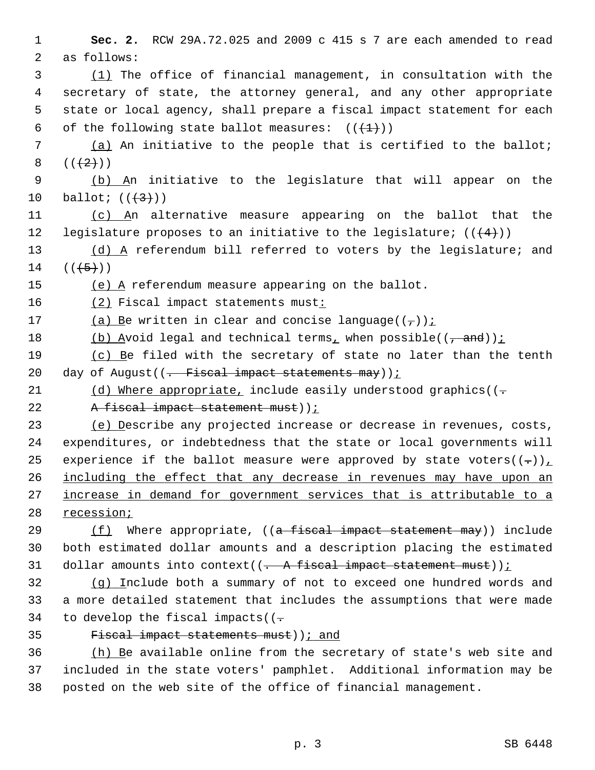**Sec. 2.** RCW 29A.72.025 and 2009 c 415 s 7 are each amended to read as follows:

(1) The office of financial management, in consultation with the secretary of state, the attorney general, and any other appropriate state or local agency, shall prepare a fiscal impact statement for each of the following state ballot measures: (((1)))

(a) An initiative to the people that is certified to the ballot; (((2)))

(b) An initiative to the legislature that will appear on the ballot; (((3)))

(c) An alternative measure appearing on the ballot that the legislature proposes to an initiative to the legislature; (((4)))

(d) A referendum bill referred to voters by the legislature; and (((5)))

(e) A referendum measure appearing on the ballot.

(2) Fiscal impact statements must:

(a) Be written in clear and concise language((,));

(b) Avoid legal and technical terms, when possible((, and));

(c) Be filed with the secretary of state no later than the tenth day of August((. Fiscal impact statements may));

(d) Where appropriate, include easily understood graphics((. A fiscal impact statement must));

(e) Describe any projected increase or decrease in revenues, costs, expenditures, or indebtedness that the state or local governments will experience if the ballot measure were approved by state voters((.)), including the effect that any decrease in revenues may have upon an increase in demand for government services that is attributable to a recession;

(f) Where appropriate, ((a fiscal impact statement may)) include both estimated dollar amounts and a description placing the estimated dollar amounts into context((. A fiscal impact statement must));

(g) Include both a summary of not to exceed one hundred words and a more detailed statement that includes the assumptions that were made to develop the fiscal impacts((. Fiscal impact statements must)); and

(h) Be available online from the secretary of state's web site and included in the state voters' pamphlet. Additional information may be posted on the web site of the office of financial management.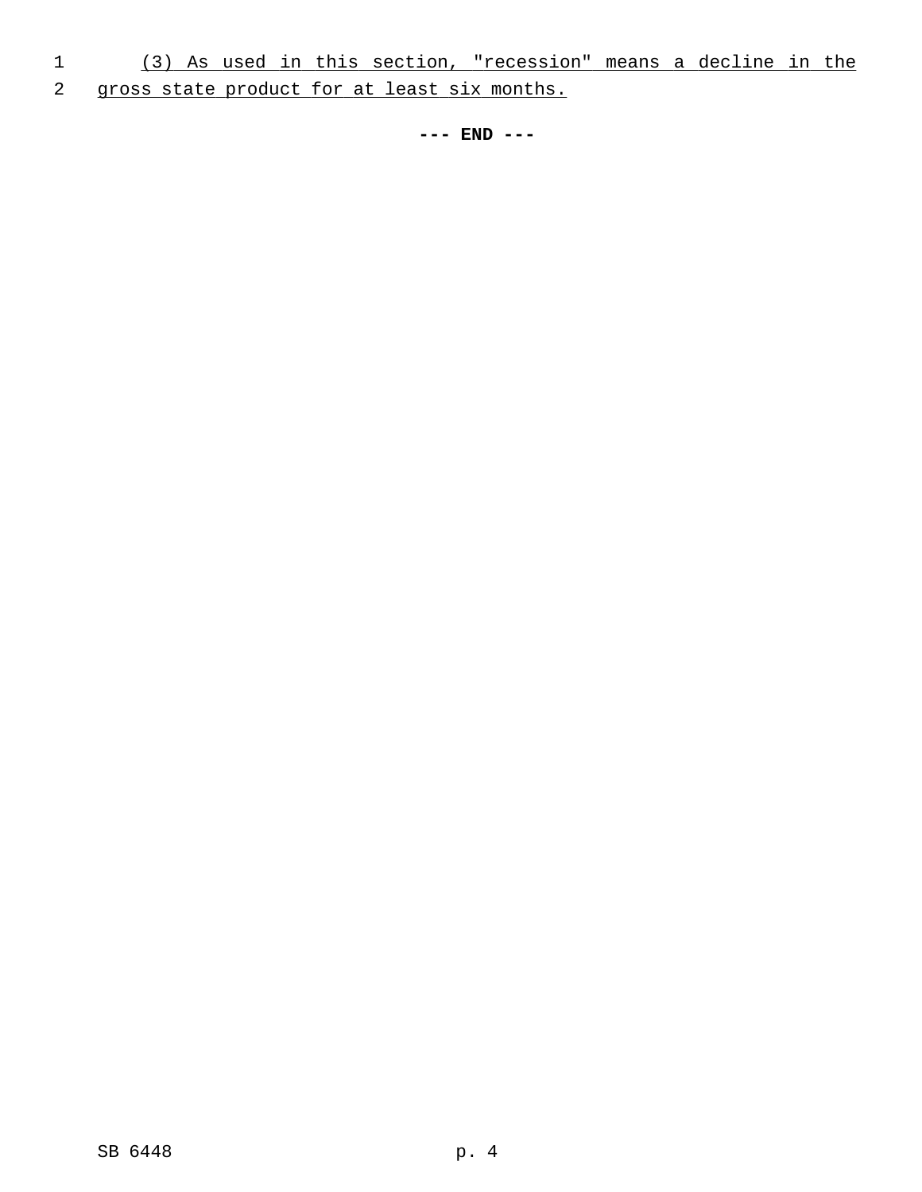(3) As used in this section, "recession" means a decline in the gross state product for at least six months.

--- END ---